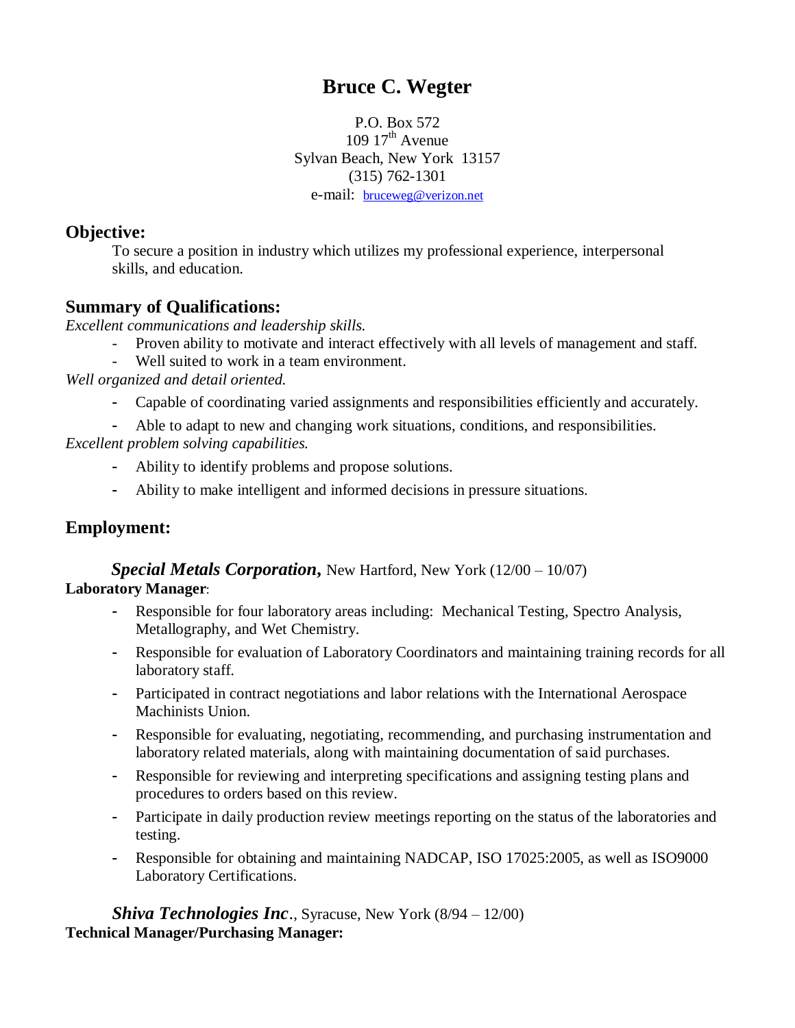# Bruce C. Wegter

P.O. Box 572
109 17th Avenue
Sylvan Beach, New York 13157
(315) 762-1301
e-mail: bruceweg@verizon.net

## Objective:

To secure a position in industry which utilizes my professional experience, interpersonal skills, and education.

## Summary of Qualifications:

*Excellent communications and leadership skills.*

- Proven ability to motivate and interact effectively with all levels of management and staff.
- Well suited to work in a team environment.

*Well organized and detail oriented.*

- Capable of coordinating varied assignments and responsibilities efficiently and accurately.
- Able to adapt to new and changing work situations, conditions, and responsibilities.

*Excellent problem solving capabilities.*

- Ability to identify problems and propose solutions.
- Ability to make intelligent and informed decisions in pressure situations.

## Employment:

***Special Metals Corporation,*** New Hartford, New York (12/00 – 10/07)

**Laboratory Manager**:

- Responsible for four laboratory areas including: Mechanical Testing, Spectro Analysis, Metallography, and Wet Chemistry.
- Responsible for evaluation of Laboratory Coordinators and maintaining training records for all laboratory staff.
- Participated in contract negotiations and labor relations with the International Aerospace Machinists Union.
- Responsible for evaluating, negotiating, recommending, and purchasing instrumentation and laboratory related materials, along with maintaining documentation of said purchases.
- Responsible for reviewing and interpreting specifications and assigning testing plans and procedures to orders based on this review.
- Participate in daily production review meetings reporting on the status of the laboratories and testing.
- Responsible for obtaining and maintaining NADCAP, ISO 17025:2005, as well as ISO9000 Laboratory Certifications.

***Shiva Technologies Inc***., Syracuse, New York (8/94 – 12/00)

**Technical Manager/Purchasing Manager:**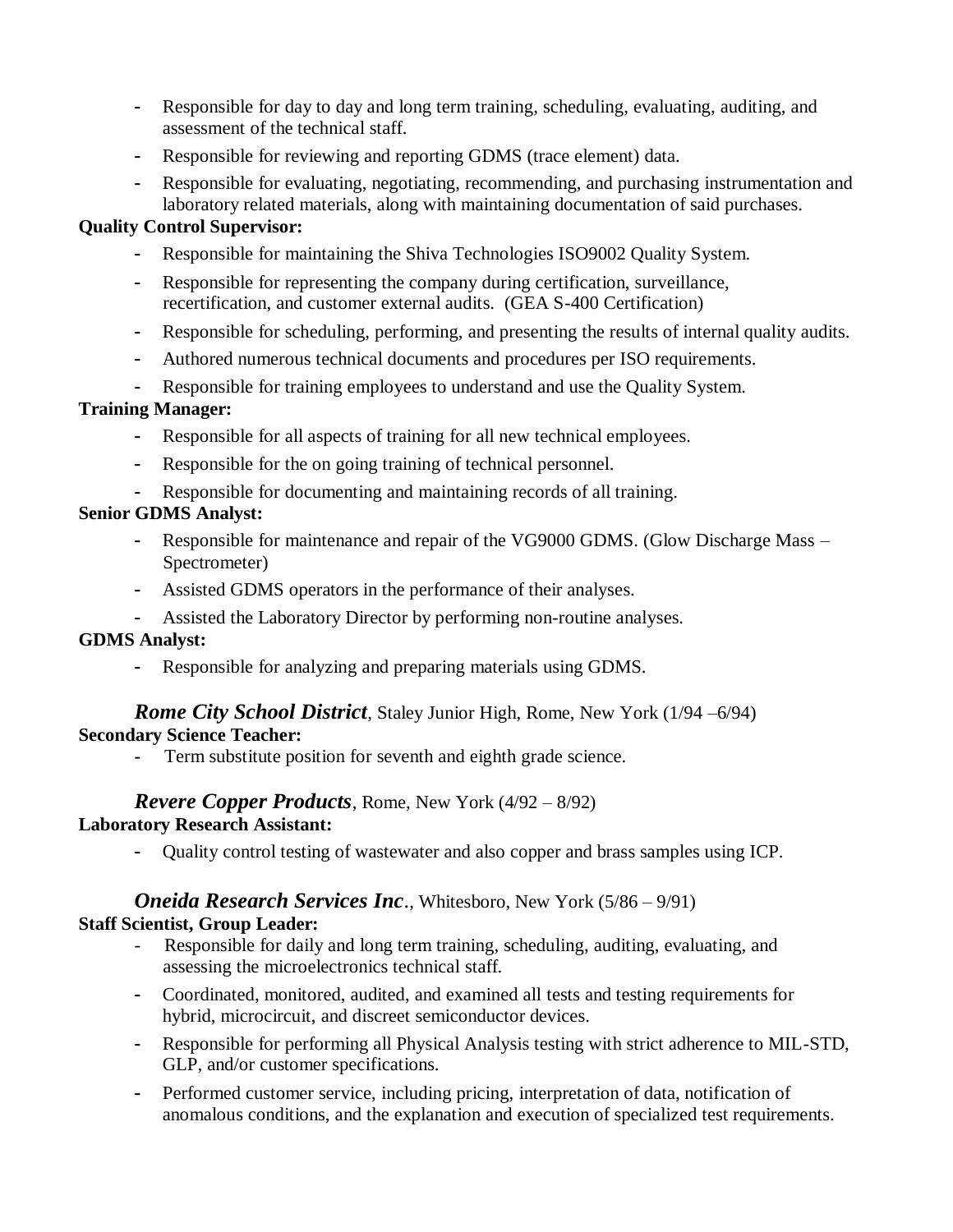- Responsible for day to day and long term training, scheduling, evaluating, auditing, and assessment of the technical staff.
- Responsible for reviewing and reporting GDMS (trace element) data.
- Responsible for evaluating, negotiating, recommending, and purchasing instrumentation and laboratory related materials, along with maintaining documentation of said purchases.

**Quality Control Supervisor:**

- Responsible for maintaining the Shiva Technologies ISO9002 Quality System.
- Responsible for representing the company during certification, surveillance, recertification, and customer external audits. (GEA S-400 Certification)
- Responsible for scheduling, performing, and presenting the results of internal quality audits.
- Authored numerous technical documents and procedures per ISO requirements.
- Responsible for training employees to understand and use the Quality System.

**Training Manager:**

- Responsible for all aspects of training for all new technical employees.
- Responsible for the on going training of technical personnel.
- Responsible for documenting and maintaining records of all training.

**Senior GDMS Analyst:**

- Responsible for maintenance and repair of the VG9000 GDMS. (Glow Discharge Mass – Spectrometer)
- Assisted GDMS operators in the performance of their analyses.
- Assisted the Laboratory Director by performing non-routine analyses.

**GDMS Analyst:**

- Responsible for analyzing and preparing materials using GDMS.

***Rome City School District***, Staley Junior High, Rome, New York (1/94 –6/94)

**Secondary Science Teacher:**

- Term substitute position for seventh and eighth grade science.

***Revere Copper Products***, Rome, New York (4/92 – 8/92)

**Laboratory Research Assistant:**

- Quality control testing of wastewater and also copper and brass samples using ICP.

***Oneida Research Services Inc***., Whitesboro, New York (5/86 – 9/91)

**Staff Scientist, Group Leader:**

- Responsible for daily and long term training, scheduling, auditing, evaluating, and assessing the microelectronics technical staff.
- Coordinated, monitored, audited, and examined all tests and testing requirements for hybrid, microcircuit, and discreet semiconductor devices.
- Responsible for performing all Physical Analysis testing with strict adherence to MIL-STD, GLP, and/or customer specifications.
- Performed customer service, including pricing, interpretation of data, notification of anomalous conditions, and the explanation and execution of specialized test requirements.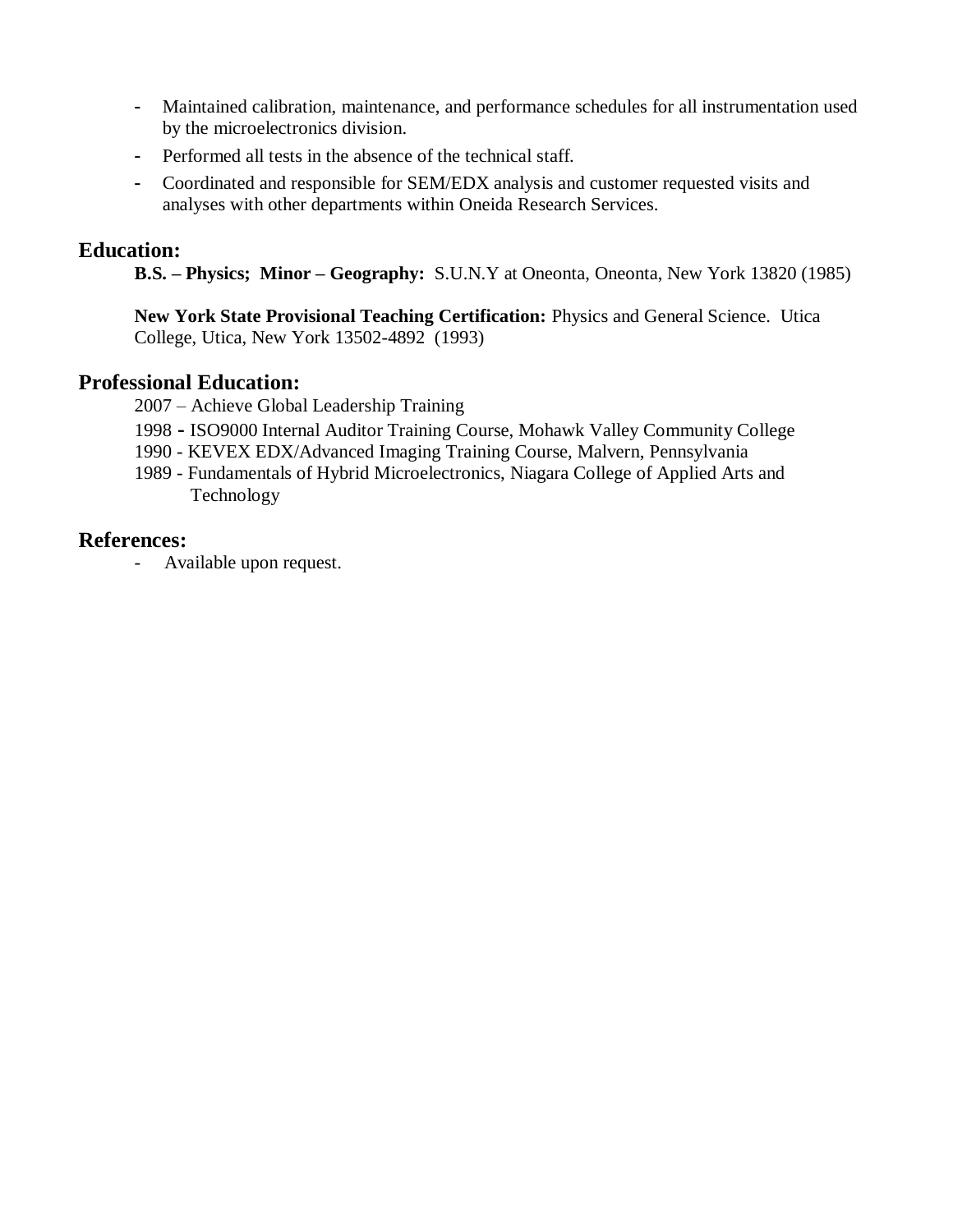- Maintained calibration, maintenance, and performance schedules for all instrumentation used by the microelectronics division.
- Performed all tests in the absence of the technical staff.
- Coordinated and responsible for SEM/EDX analysis and customer requested visits and analyses with other departments within Oneida Research Services.

## Education:

**B.S. – Physics; Minor – Geography:** S.U.N.Y at Oneonta, Oneonta, New York 13820 (1985)

**New York State Provisional Teaching Certification:** Physics and General Science. Utica College, Utica, New York 13502-4892 (1993)

## Professional Education:

2007 – Achieve Global Leadership Training
1998 - ISO9000 Internal Auditor Training Course, Mohawk Valley Community College
1990 - KEVEX EDX/Advanced Imaging Training Course, Malvern, Pennsylvania
1989 - Fundamentals of Hybrid Microelectronics, Niagara College of Applied Arts and Technology

## References:

- Available upon request.